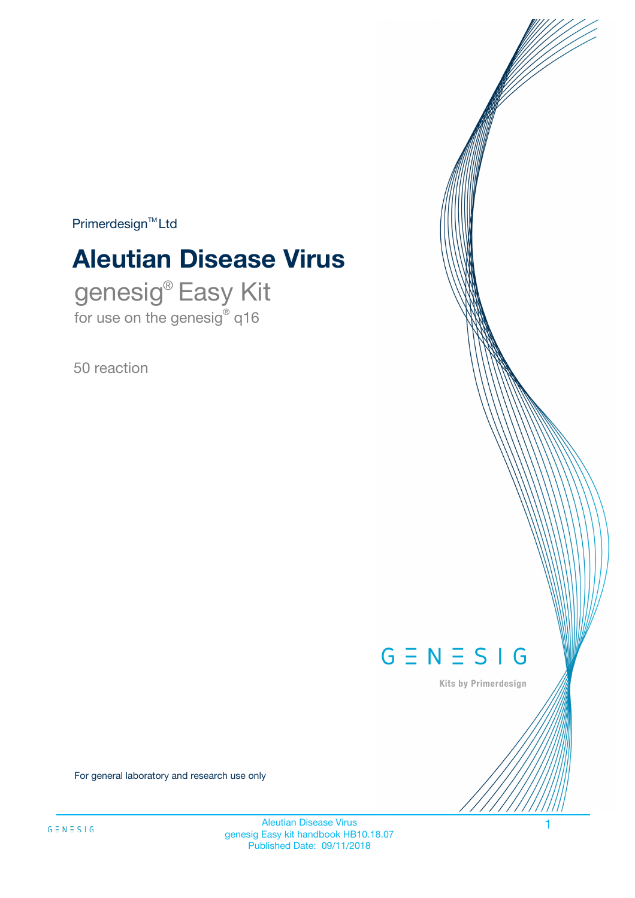Primerdesign™ Ltd

# Aleutian Disease Virus

## genesig® Easy Kit

for use on the genesig® q16

50 reaction

GENESIG

Kits by Primerdesign

For general laboratory and research use only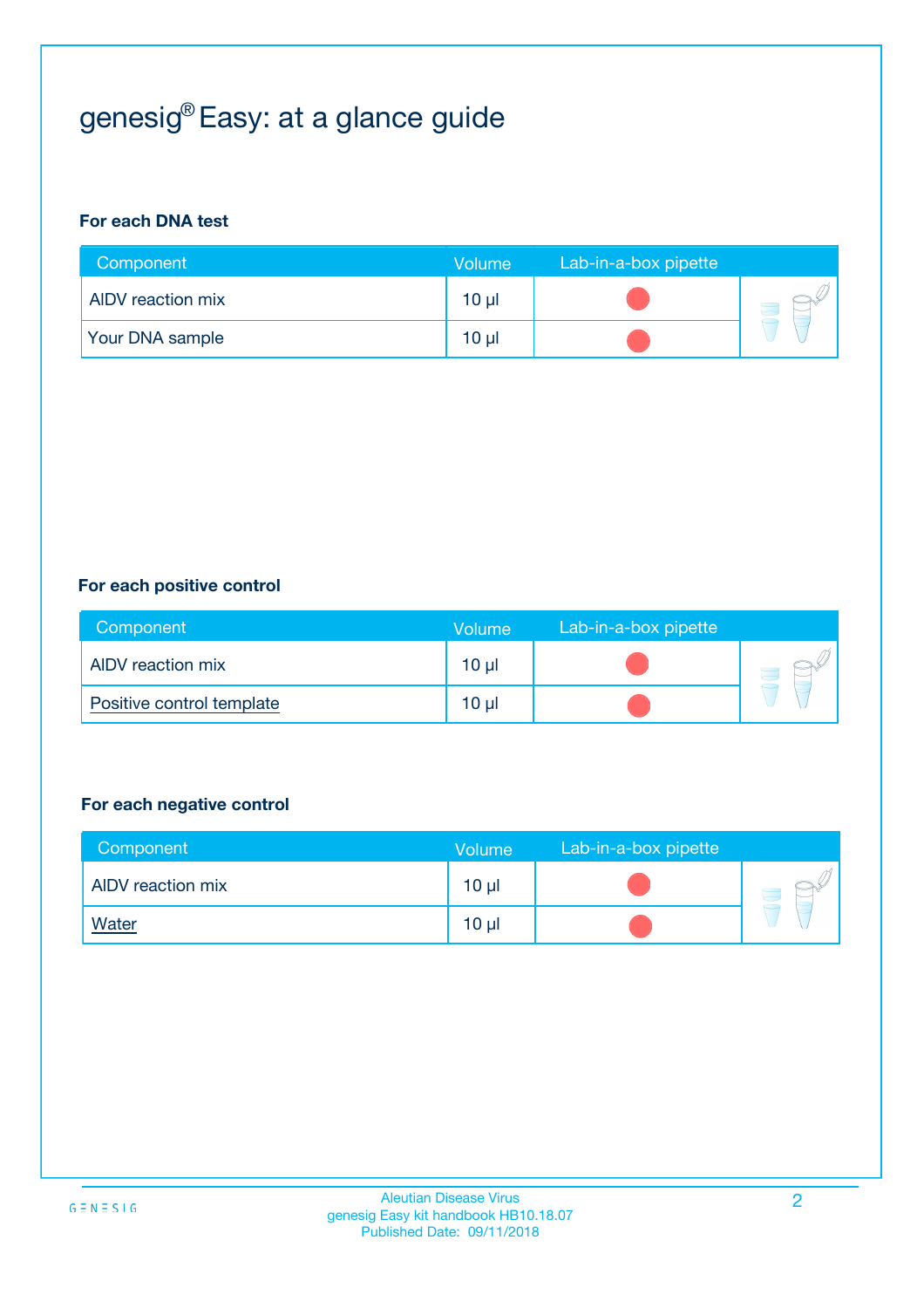# genesig® Easy: at a glance guide

### For each DNA test

| Component | Volume | Lab-in-a-box pipette |
|---|---|---|
| AlDV reaction mix | 10 µl | |
| Your DNA sample | 10 µl | |

### For each positive control

| Component | Volume | Lab-in-a-box pipette |
|---|---|---|
| AlDV reaction mix | 10 µl | |
| Positive control template | 10 µl | |

### For each negative control

| Component | Volume | Lab-in-a-box pipette |
|---|---|---|
| AlDV reaction mix | 10 µl | |
| Water | 10 µl | |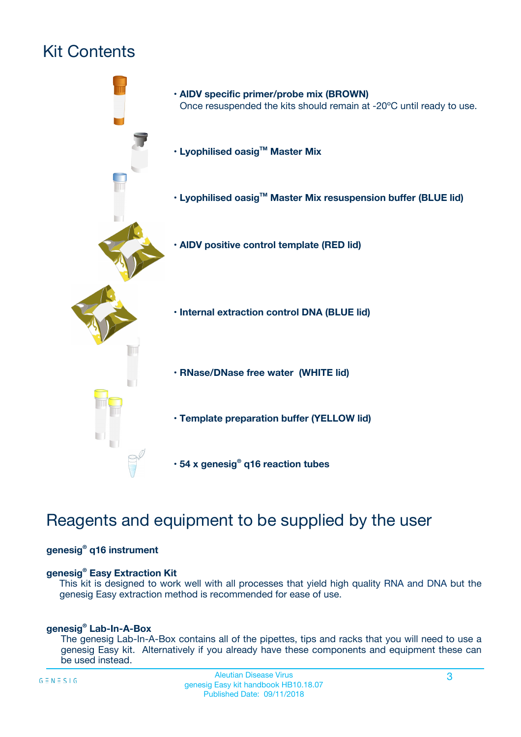# Kit Contents

- **AIDV specific primer/probe mix (BROWN)**
  Once resuspended the kits should remain at -20ºC until ready to use.
- **Lyophilised oasig™ Master Mix**
- **Lyophilised oasig™ Master Mix resuspension buffer (BLUE lid)**
- **AIDV positive control template (RED lid)**
- **Internal extraction control DNA (BLUE lid)**
- **RNase/DNase free water (WHITE lid)**
- **Template preparation buffer (YELLOW lid)**
- **54 x genesig® q16 reaction tubes**

# Reagents and equipment to be supplied by the user

**genesig® q16 instrument**

**genesig® Easy Extraction Kit**

This kit is designed to work well with all processes that yield high quality RNA and DNA but the genesig Easy extraction method is recommended for ease of use.

**genesig® Lab-In-A-Box**

The genesig Lab-In-A-Box contains all of the pipettes, tips and racks that you will need to use a genesig Easy kit. Alternatively if you already have these components and equipment these can be used instead.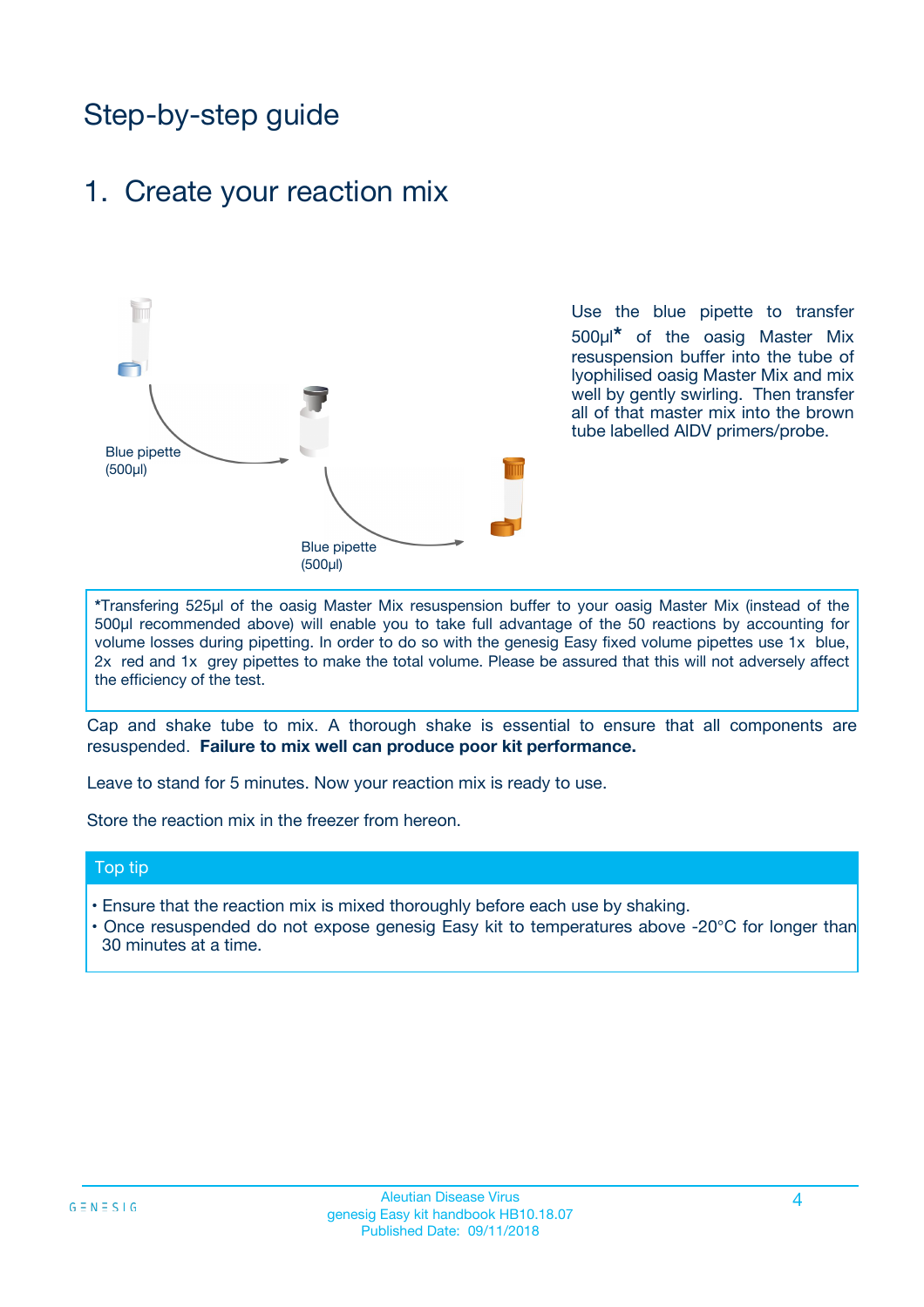# Step-by-step guide

## 1. Create your reaction mix

Blue pipette (500µl)

Blue pipette (500µl)

Use the blue pipette to transfer 500µl* of the oasig Master Mix resuspension buffer into the tube of lyophilised oasig Master Mix and mix well by gently swirling. Then transfer all of that master mix into the brown tube labelled AlDV primers/probe.

*Transfering 525µl of the oasig Master Mix resuspension buffer to your oasig Master Mix (instead of the 500µl recommended above) will enable you to take full advantage of the 50 reactions by accounting for volume losses during pipetting. In order to do so with the genesig Easy fixed volume pipettes use 1x blue, 2x red and 1x grey pipettes to make the total volume. Please be assured that this will not adversely affect the efficiency of the test.

Cap and shake tube to mix. A thorough shake is essential to ensure that all components are resuspended. **Failure to mix well can produce poor kit performance.**

Leave to stand for 5 minutes. Now your reaction mix is ready to use.

Store the reaction mix in the freezer from hereon.

### Top tip

- Ensure that the reaction mix is mixed thoroughly before each use by shaking.
- Once resuspended do not expose genesig Easy kit to temperatures above -20°C for longer than 30 minutes at a time.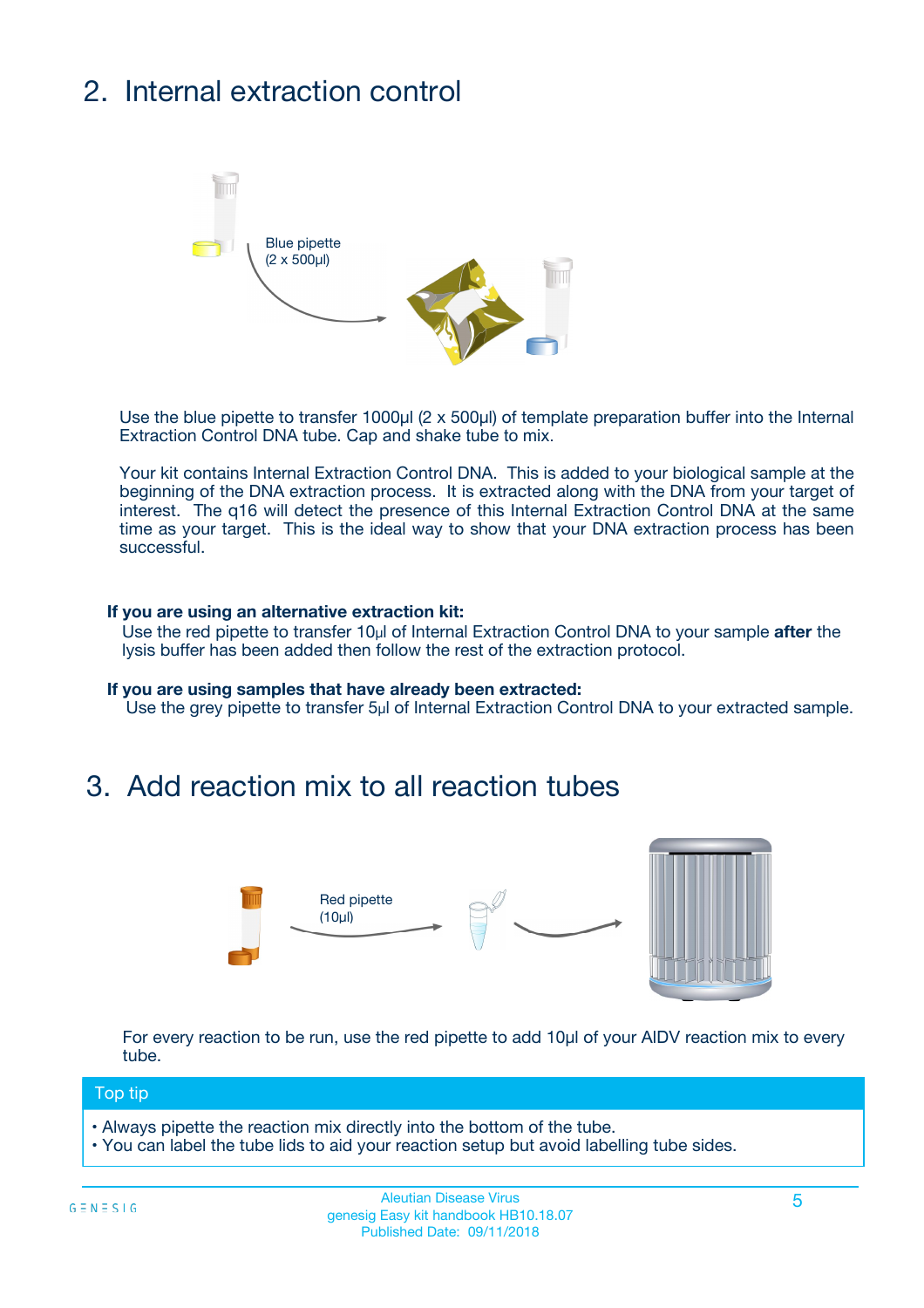## 2. Internal extraction control

Blue pipette
(2 x 500µl)

Use the blue pipette to transfer 1000µl (2 x 500µl) of template preparation buffer into the Internal Extraction Control DNA tube. Cap and shake tube to mix.

Your kit contains Internal Extraction Control DNA. This is added to your biological sample at the beginning of the DNA extraction process. It is extracted along with the DNA from your target of interest. The q16 will detect the presence of this Internal Extraction Control DNA at the same time as your target. This is the ideal way to show that your DNA extraction process has been successful.

**If you are using an alternative extraction kit:**
Use the red pipette to transfer 10µl of Internal Extraction Control DNA to your sample **after** the lysis buffer has been added then follow the rest of the extraction protocol.

**If you are using samples that have already been extracted:**
Use the grey pipette to transfer 5µl of Internal Extraction Control DNA to your extracted sample.

## 3. Add reaction mix to all reaction tubes

Red pipette
(10µl)

For every reaction to be run, use the red pipette to add 10µl of your AIDV reaction mix to every tube.

**Top tip**

- Always pipette the reaction mix directly into the bottom of the tube.
- You can label the tube lids to aid your reaction setup but avoid labelling tube sides.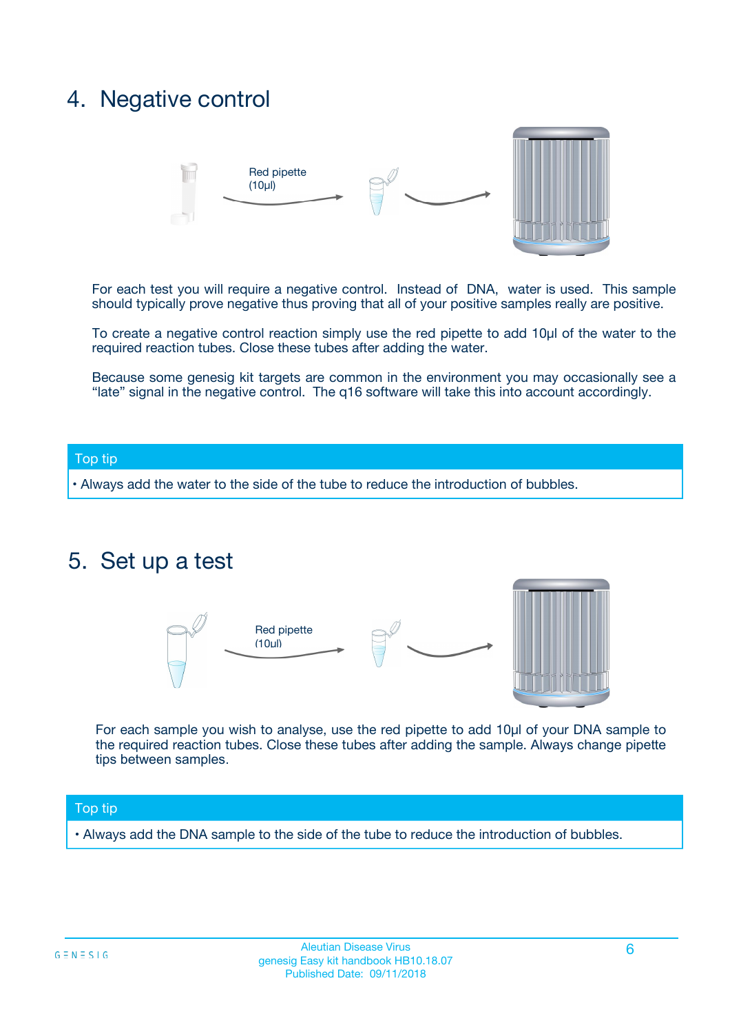## 4. Negative control

Red pipette (10µl)

For each test you will require a negative control. Instead of DNA, water is used. This sample should typically prove negative thus proving that all of your positive samples really are positive.

To create a negative control reaction simply use the red pipette to add 10µl of the water to the required reaction tubes. Close these tubes after adding the water.

Because some genesig kit targets are common in the environment you may occasionally see a "late" signal in the negative control. The q16 software will take this into account accordingly.

**Top tip**

- Always add the water to the side of the tube to reduce the introduction of bubbles.

## 5. Set up a test

Red pipette (10µl)

For each sample you wish to analyse, use the red pipette to add 10µl of your DNA sample to the required reaction tubes. Close these tubes after adding the sample. Always change pipette tips between samples.

**Top tip**

- Always add the DNA sample to the side of the tube to reduce the introduction of bubbles.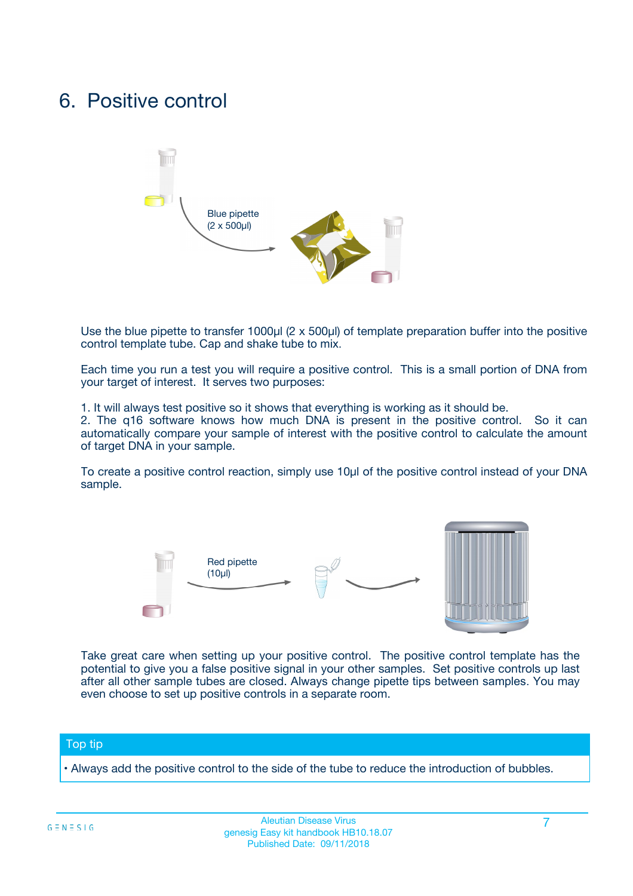# 6. Positive control

Blue pipette
(2 x 500µl)

Use the blue pipette to transfer 1000µl (2 x 500µl) of template preparation buffer into the positive control template tube. Cap and shake tube to mix.

Each time you run a test you will require a positive control. This is a small portion of DNA from your target of interest. It serves two purposes:

1. It will always test positive so it shows that everything is working as it should be.
2. The q16 software knows how much DNA is present in the positive control. So it can automatically compare your sample of interest with the positive control to calculate the amount of target DNA in your sample.

To create a positive control reaction, simply use 10µl of the positive control instead of your DNA sample.

Red pipette
(10µl)

Take great care when setting up your positive control. The positive control template has the potential to give you a false positive signal in your other samples. Set positive controls up last after all other sample tubes are closed. Always change pipette tips between samples. You may even choose to set up positive controls in a separate room.

## Top tip

• Always add the positive control to the side of the tube to reduce the introduction of bubbles.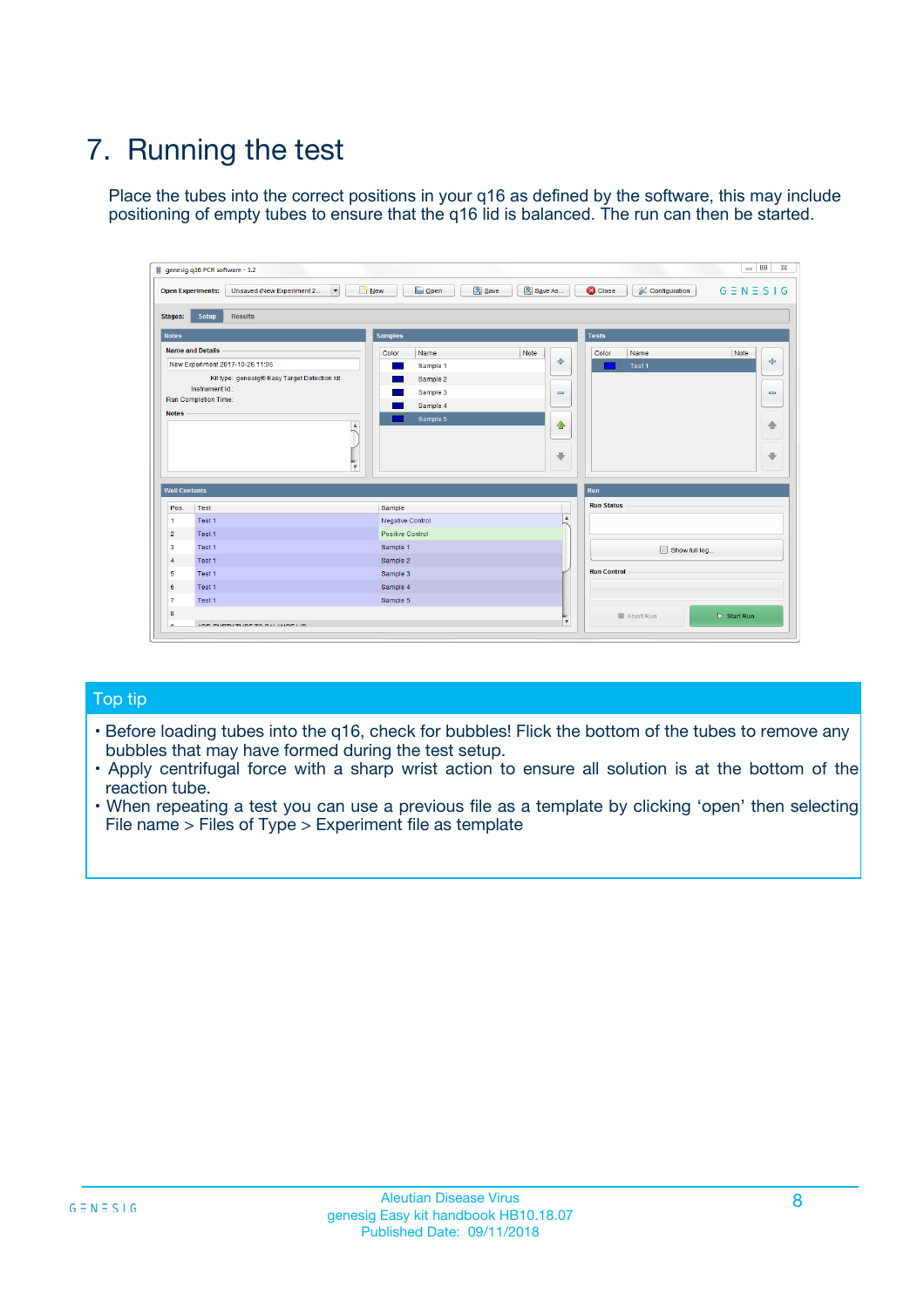# 7. Running the test

Place the tubes into the correct positions in your q16 as defined by the software, this may include positioning of empty tubes to ensure that the q16 lid is balanced. The run can then be started.

## Top tip

- Before loading tubes into the q16, check for bubbles! Flick the bottom of the tubes to remove any bubbles that may have formed during the test setup.
- Apply centrifugal force with a sharp wrist action to ensure all solution is at the bottom of the reaction tube.
- When repeating a test you can use a previous file as a template by clicking 'open' then selecting File name > Files of Type > Experiment file as template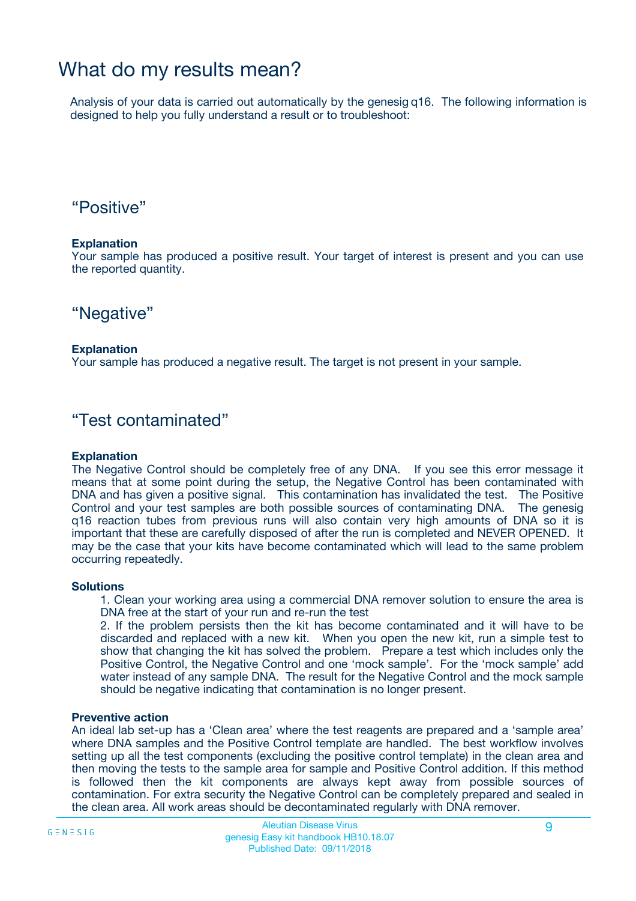# What do my results mean?

Analysis of your data is carried out automatically by the genesig q16. The following information is designed to help you fully understand a result or to troubleshoot:

## “Positive”

**Explanation**

Your sample has produced a positive result. Your target of interest is present and you can use the reported quantity.

## “Negative”

**Explanation**

Your sample has produced a negative result. The target is not present in your sample.

## “Test contaminated”

**Explanation**

The Negative Control should be completely free of any DNA. If you see this error message it means that at some point during the setup, the Negative Control has been contaminated with DNA and has given a positive signal. This contamination has invalidated the test. The Positive Control and your test samples are both possible sources of contaminating DNA. The genesig q16 reaction tubes from previous runs will also contain very high amounts of DNA so it is important that these are carefully disposed of after the run is completed and NEVER OPENED. It may be the case that your kits have become contaminated which will lead to the same problem occurring repeatedly.

**Solutions**

1. Clean your working area using a commercial DNA remover solution to ensure the area is DNA free at the start of your run and re-run the test
2. If the problem persists then the kit has become contaminated and it will have to be discarded and replaced with a new kit. When you open the new kit, run a simple test to show that changing the kit has solved the problem. Prepare a test which includes only the Positive Control, the Negative Control and one ‘mock sample’. For the ‘mock sample’ add water instead of any sample DNA. The result for the Negative Control and the mock sample should be negative indicating that contamination is no longer present.

**Preventive action**

An ideal lab set-up has a ‘Clean area’ where the test reagents are prepared and a ‘sample area’ where DNA samples and the Positive Control template are handled. The best workflow involves setting up all the test components (excluding the positive control template) in the clean area and then moving the tests to the sample area for sample and Positive Control addition. If this method is followed then the kit components are always kept away from possible sources of contamination. For extra security the Negative Control can be completely prepared and sealed in the clean area. All work areas should be decontaminated regularly with DNA remover.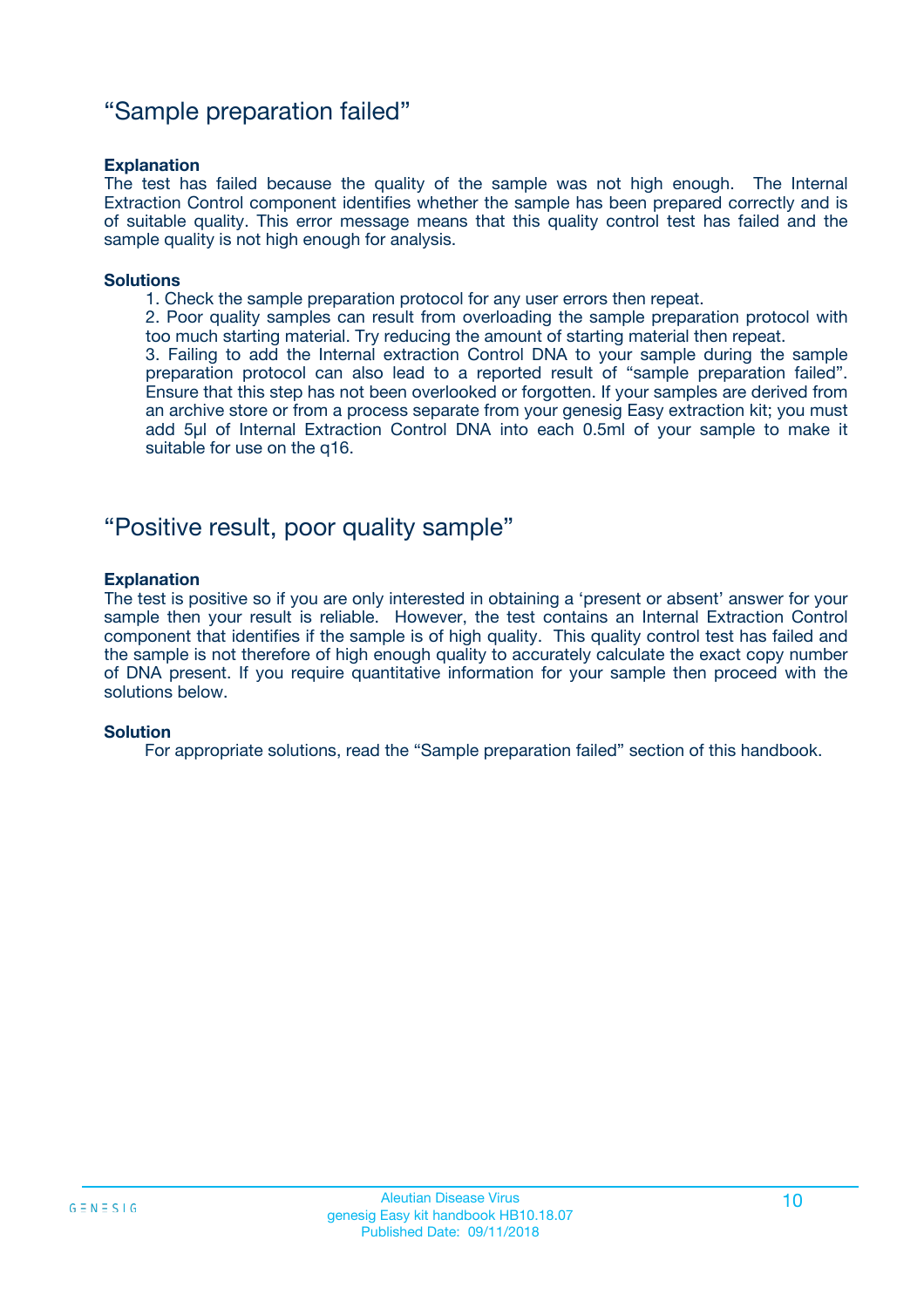## “Sample preparation failed”

**Explanation**

The test has failed because the quality of the sample was not high enough. The Internal Extraction Control component identifies whether the sample has been prepared correctly and is of suitable quality. This error message means that this quality control test has failed and the sample quality is not high enough for analysis.

**Solutions**

1. Check the sample preparation protocol for any user errors then repeat.
2. Poor quality samples can result from overloading the sample preparation protocol with too much starting material. Try reducing the amount of starting material then repeat.
3. Failing to add the Internal extraction Control DNA to your sample during the sample preparation protocol can also lead to a reported result of “sample preparation failed”. Ensure that this step has not been overlooked or forgotten. If your samples are derived from an archive store or from a process separate from your genesig Easy extraction kit; you must add 5µl of Internal Extraction Control DNA into each 0.5ml of your sample to make it suitable for use on the q16.

## “Positive result, poor quality sample”

**Explanation**

The test is positive so if you are only interested in obtaining a ‘present or absent’ answer for your sample then your result is reliable. However, the test contains an Internal Extraction Control component that identifies if the sample is of high quality. This quality control test has failed and the sample is not therefore of high enough quality to accurately calculate the exact copy number of DNA present. If you require quantitative information for your sample then proceed with the solutions below.

**Solution**

For appropriate solutions, read the “Sample preparation failed” section of this handbook.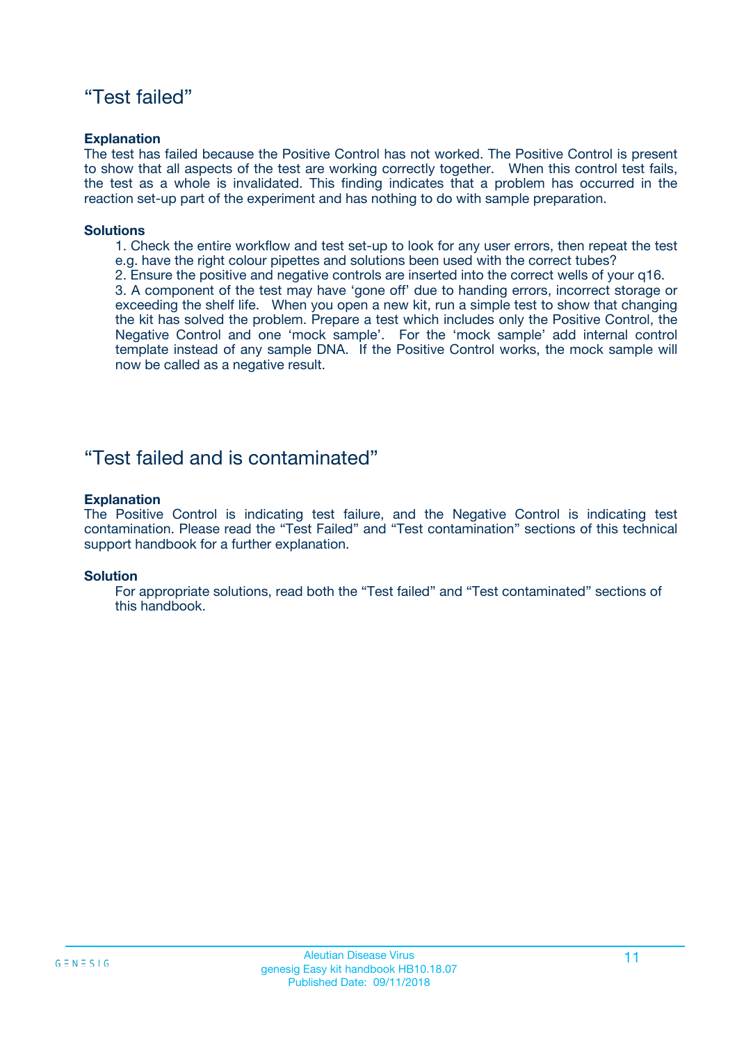## “Test failed”

**Explanation**

The test has failed because the Positive Control has not worked. The Positive Control is present to show that all aspects of the test are working correctly together. When this control test fails, the test as a whole is invalidated. This finding indicates that a problem has occurred in the reaction set-up part of the experiment and has nothing to do with sample preparation.

**Solutions**

1. Check the entire workflow and test set-up to look for any user errors, then repeat the test e.g. have the right colour pipettes and solutions been used with the correct tubes?
2. Ensure the positive and negative controls are inserted into the correct wells of your q16.
3. A component of the test may have ‘gone off’ due to handing errors, incorrect storage or exceeding the shelf life. When you open a new kit, run a simple test to show that changing the kit has solved the problem. Prepare a test which includes only the Positive Control, the Negative Control and one ‘mock sample’. For the ‘mock sample’ add internal control template instead of any sample DNA. If the Positive Control works, the mock sample will now be called as a negative result.

## “Test failed and is contaminated”

**Explanation**

The Positive Control is indicating test failure, and the Negative Control is indicating test contamination. Please read the “Test Failed” and “Test contamination” sections of this technical support handbook for a further explanation.

**Solution**

For appropriate solutions, read both the “Test failed” and “Test contaminated” sections of this handbook.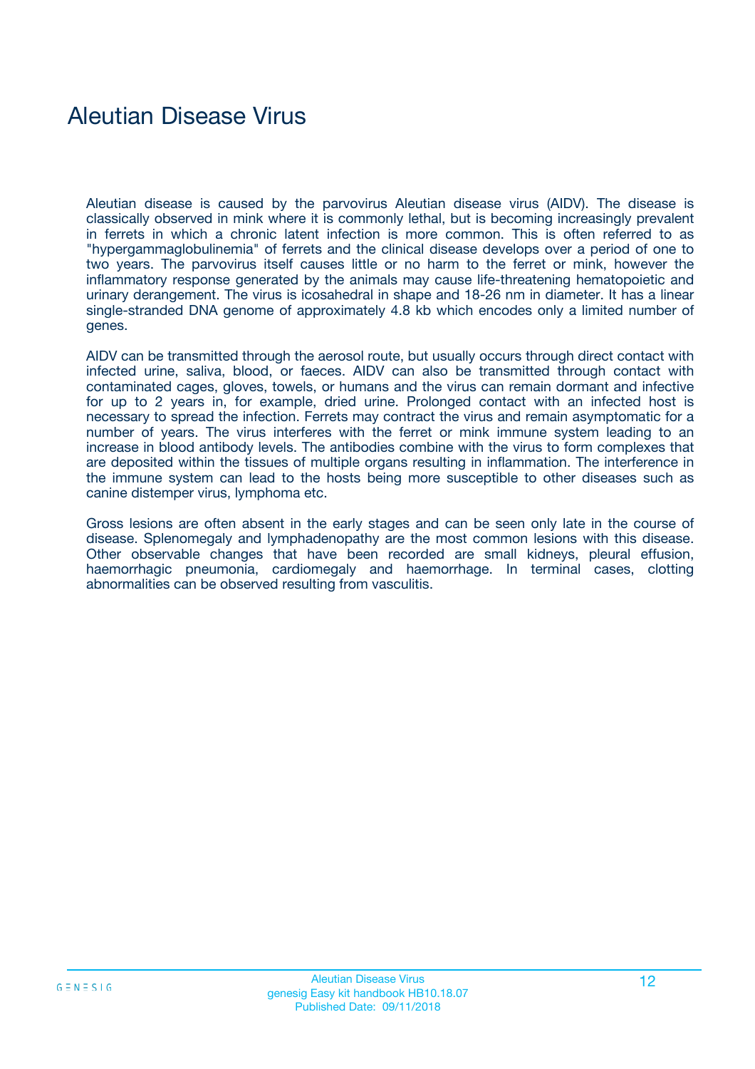# Aleutian Disease Virus

Aleutian disease is caused by the parvovirus Aleutian disease virus (AIDV). The disease is classically observed in mink where it is commonly lethal, but is becoming increasingly prevalent in ferrets in which a chronic latent infection is more common. This is often referred to as "hypergammaglobulinemia" of ferrets and the clinical disease develops over a period of one to two years. The parvovirus itself causes little or no harm to the ferret or mink, however the inflammatory response generated by the animals may cause life-threatening hematopoietic and urinary derangement. The virus is icosahedral in shape and 18-26 nm in diameter. It has a linear single-stranded DNA genome of approximately 4.8 kb which encodes only a limited number of genes.

AIDV can be transmitted through the aerosol route, but usually occurs through direct contact with infected urine, saliva, blood, or faeces. AIDV can also be transmitted through contact with contaminated cages, gloves, towels, or humans and the virus can remain dormant and infective for up to 2 years in, for example, dried urine. Prolonged contact with an infected host is necessary to spread the infection. Ferrets may contract the virus and remain asymptomatic for a number of years. The virus interferes with the ferret or mink immune system leading to an increase in blood antibody levels. The antibodies combine with the virus to form complexes that are deposited within the tissues of multiple organs resulting in inflammation. The interference in the immune system can lead to the hosts being more susceptible to other diseases such as canine distemper virus, lymphoma etc.

Gross lesions are often absent in the early stages and can be seen only late in the course of disease. Splenomegaly and lymphadenopathy are the most common lesions with this disease. Other observable changes that have been recorded are small kidneys, pleural effusion, haemorrhagic pneumonia, cardiomegaly and haemorrhage. In terminal cases, clotting abnormalities can be observed resulting from vasculitis.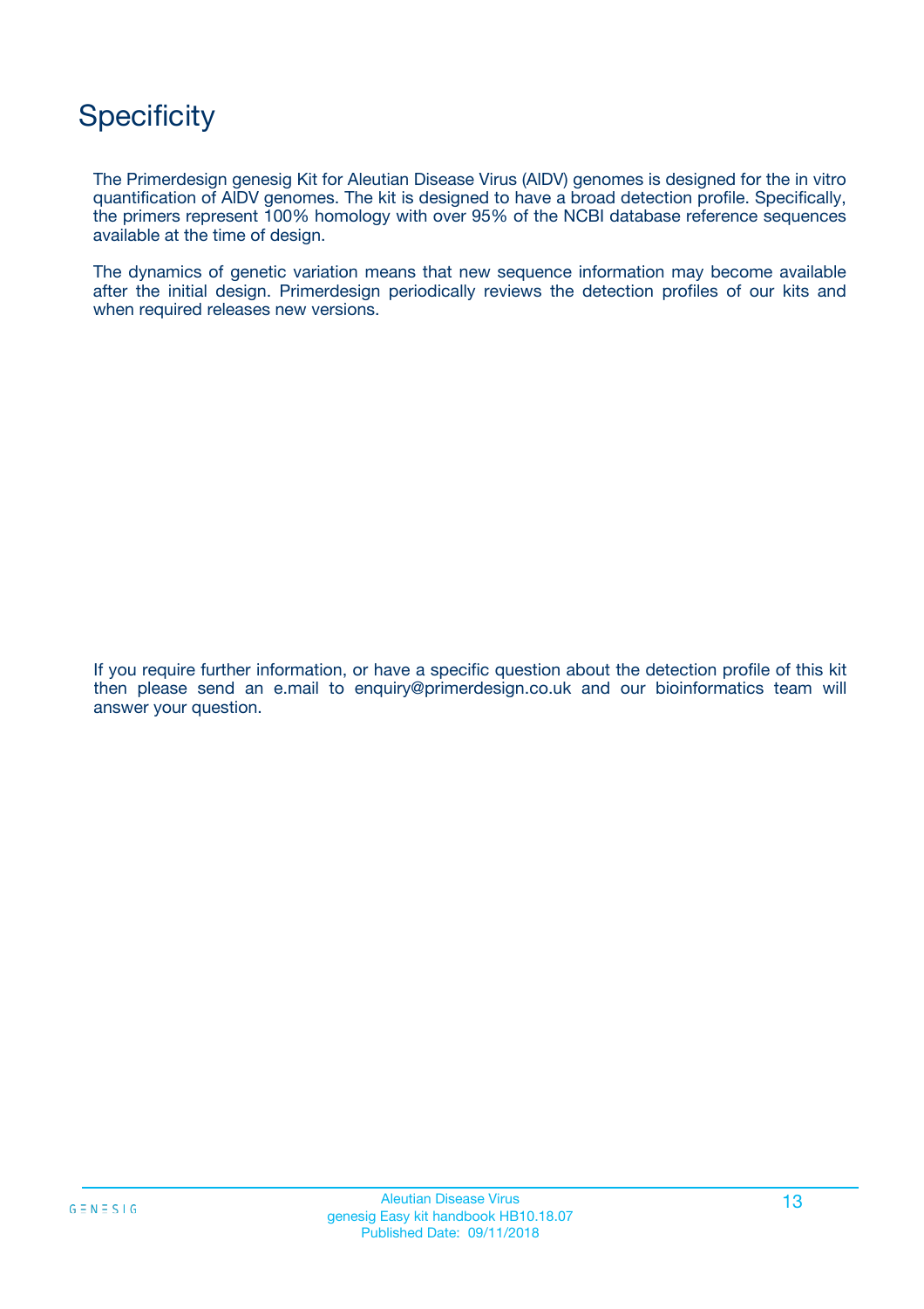# Specificity

The Primerdesign genesig Kit for Aleutian Disease Virus (AlDV) genomes is designed for the in vitro quantification of AlDV genomes. The kit is designed to have a broad detection profile. Specifically, the primers represent 100% homology with over 95% of the NCBI database reference sequences available at the time of design.

The dynamics of genetic variation means that new sequence information may become available after the initial design. Primerdesign periodically reviews the detection profiles of our kits and when required releases new versions.

If you require further information, or have a specific question about the detection profile of this kit then please send an e.mail to enquiry@primerdesign.co.uk and our bioinformatics team will answer your question.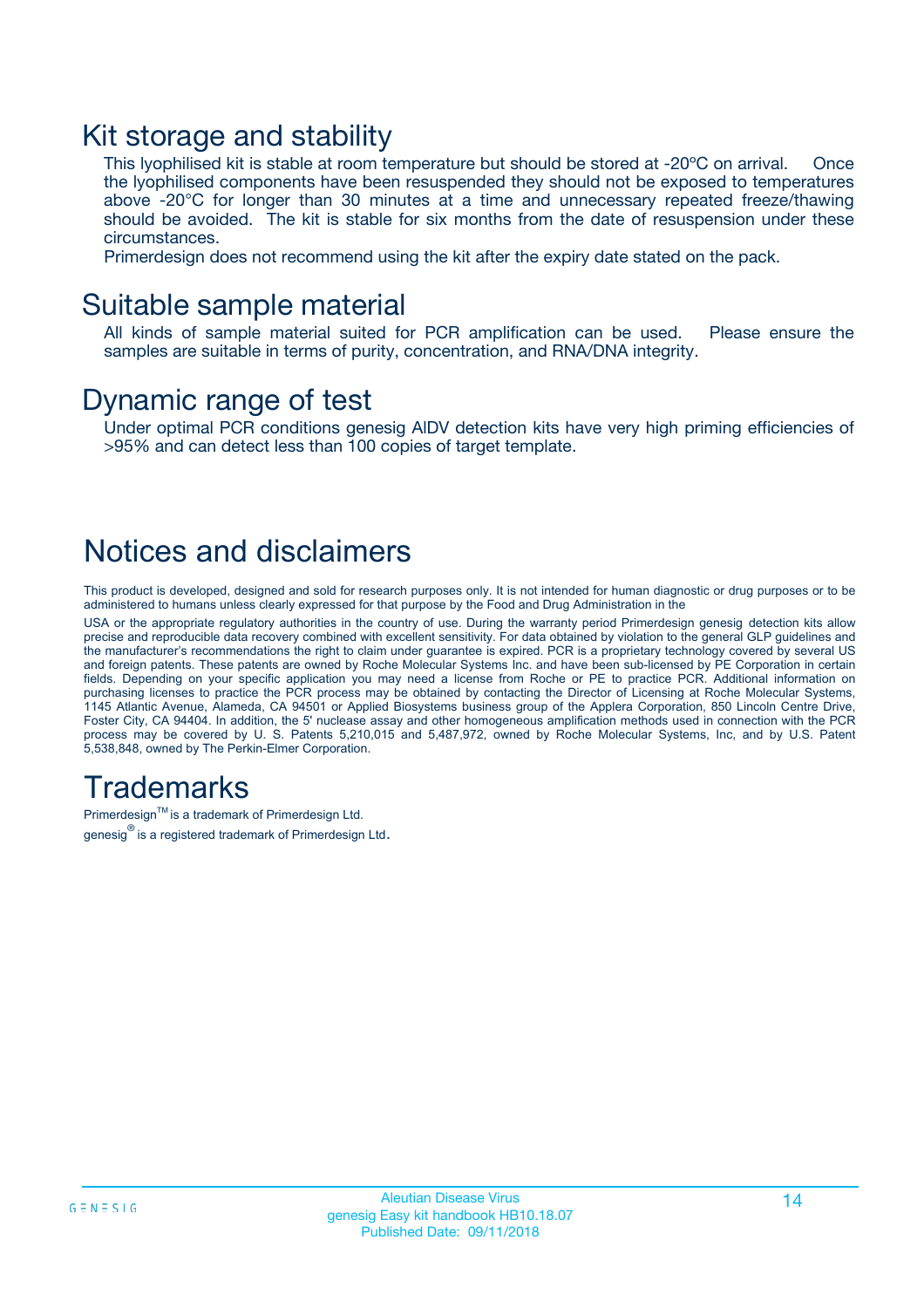## Kit storage and stability

This lyophilised kit is stable at room temperature but should be stored at -20ºC on arrival. Once the lyophilised components have been resuspended they should not be exposed to temperatures above -20°C for longer than 30 minutes at a time and unnecessary repeated freeze/thawing should be avoided. The kit is stable for six months from the date of resuspension under these circumstances.

Primerdesign does not recommend using the kit after the expiry date stated on the pack.

## Suitable sample material

All kinds of sample material suited for PCR amplification can be used. Please ensure the samples are suitable in terms of purity, concentration, and RNA/DNA integrity.

## Dynamic range of test

Under optimal PCR conditions genesig AlDV detection kits have very high priming efficiencies of >95% and can detect less than 100 copies of target template.

# Notices and disclaimers

This product is developed, designed and sold for research purposes only. It is not intended for human diagnostic or drug purposes or to be administered to humans unless clearly expressed for that purpose by the Food and Drug Administration in the

USA or the appropriate regulatory authorities in the country of use. During the warranty period Primerdesign genesig detection kits allow precise and reproducible data recovery combined with excellent sensitivity. For data obtained by violation to the general GLP guidelines and the manufacturer's recommendations the right to claim under guarantee is expired. PCR is a proprietary technology covered by several US and foreign patents. These patents are owned by Roche Molecular Systems Inc. and have been sub-licensed by PE Corporation in certain fields. Depending on your specific application you may need a license from Roche or PE to practice PCR. Additional information on purchasing licenses to practice the PCR process may be obtained by contacting the Director of Licensing at Roche Molecular Systems, 1145 Atlantic Avenue, Alameda, CA 94501 or Applied Biosystems business group of the Applera Corporation, 850 Lincoln Centre Drive, Foster City, CA 94404. In addition, the 5' nuclease assay and other homogeneous amplification methods used in connection with the PCR process may be covered by U. S. Patents 5,210,015 and 5,487,972, owned by Roche Molecular Systems, Inc, and by U.S. Patent 5,538,848, owned by The Perkin-Elmer Corporation.

# Trademarks

Primerdesign™ is a trademark of Primerdesign Ltd.

genesig® is a registered trademark of Primerdesign Ltd.